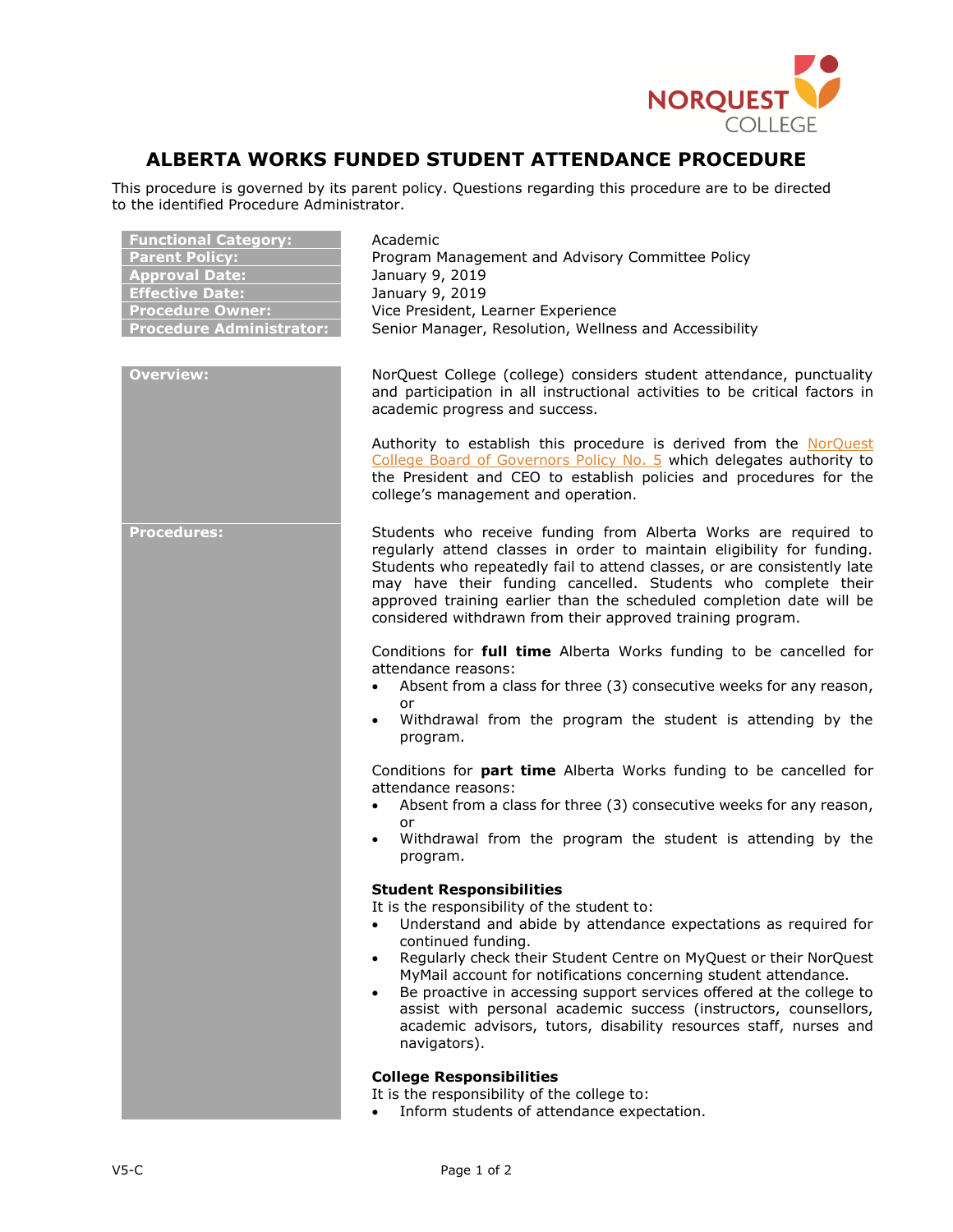# ALBERTA WORKS FUNDED STUDENT ATTENDANCE PROCEDURE

This procedure is governed by its parent policy. Questions regarding this procedure are to be directed to the identified Procedure Administrator.

| | |
|---|---|
| **Functional Category:** | Academic |
| **Parent Policy:** | Program Management and Advisory Committee Policy |
| **Approval Date:** | January 9, 2019 |
| **Effective Date:** | January 9, 2019 |
| **Procedure Owner:** | Vice President, Learner Experience |
| **Procedure Administrator:** | Senior Manager, Resolution, Wellness and Accessibility |

## Overview:

NorQuest College (college) considers student attendance, punctuality and participation in all instructional activities to be critical factors in academic progress and success.

Authority to establish this procedure is derived from the NorQuest College Board of Governors Policy No. 5 which delegates authority to the President and CEO to establish policies and procedures for the college's management and operation.

## Procedures:

Students who receive funding from Alberta Works are required to regularly attend classes in order to maintain eligibility for funding. Students who repeatedly fail to attend classes, or are consistently late may have their funding cancelled. Students who complete their approved training earlier than the scheduled completion date will be considered withdrawn from their approved training program.

Conditions for **full time** Alberta Works funding to be cancelled for attendance reasons:

- Absent from a class for three (3) consecutive weeks for any reason, or
- Withdrawal from the program the student is attending by the program.

Conditions for **part time** Alberta Works funding to be cancelled for attendance reasons:

- Absent from a class for three (3) consecutive weeks for any reason, or
- Withdrawal from the program the student is attending by the program.

### Student Responsibilities

It is the responsibility of the student to:

- Understand and abide by attendance expectations as required for continued funding.
- Regularly check their Student Centre on MyQuest or their NorQuest MyMail account for notifications concerning student attendance.
- Be proactive in accessing support services offered at the college to assist with personal academic success (instructors, counsellors, academic advisors, tutors, disability resources staff, nurses and navigators).

### College Responsibilities

It is the responsibility of the college to:

- Inform students of attendance expectation.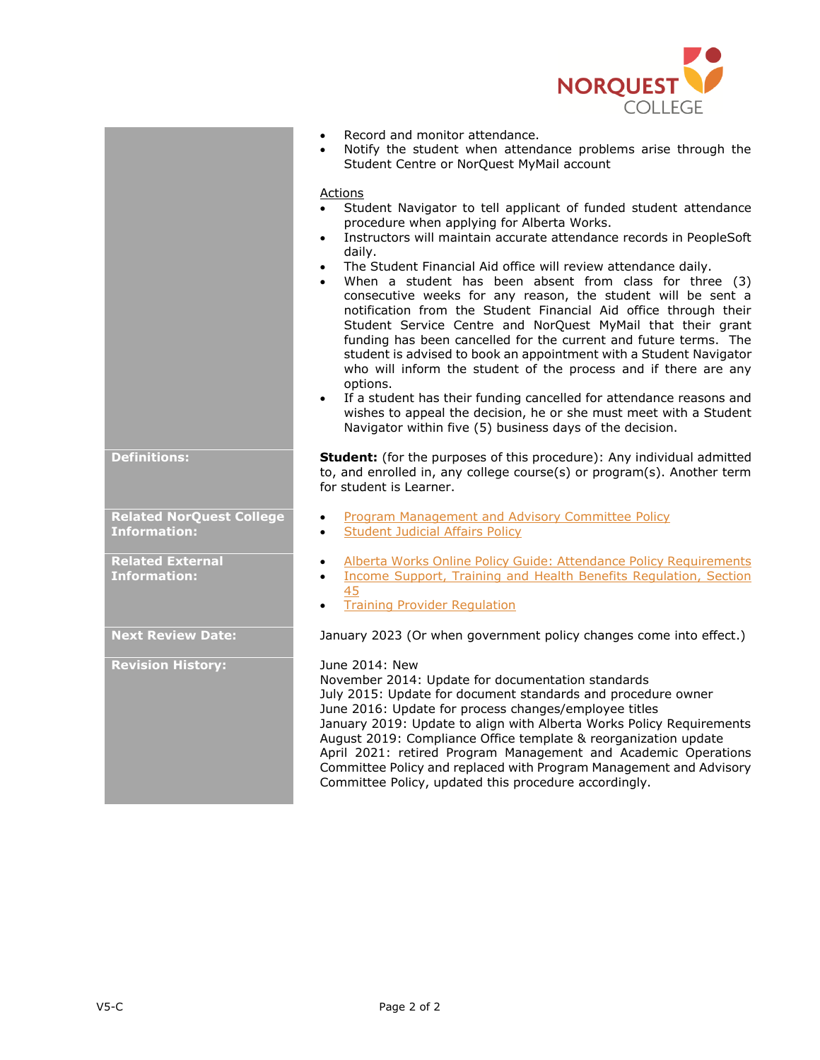- Record and monitor attendance.
- Notify the student when attendance problems arise through the Student Centre or NorQuest MyMail account

Actions

- Student Navigator to tell applicant of funded student attendance procedure when applying for Alberta Works.
- Instructors will maintain accurate attendance records in PeopleSoft daily.
- The Student Financial Aid office will review attendance daily.
- When a student has been absent from class for three (3) consecutive weeks for any reason, the student will be sent a notification from the Student Financial Aid office through their Student Service Centre and NorQuest MyMail that their grant funding has been cancelled for the current and future terms. The student is advised to book an appointment with a Student Navigator who will inform the student of the process and if there are any options.
- If a student has their funding cancelled for attendance reasons and wishes to appeal the decision, he or she must meet with a Student Navigator within five (5) business days of the decision.

| | |
|---|---|
| **Definitions:** | **Student:** (for the purposes of this procedure): Any individual admitted to, and enrolled in, any college course(s) or program(s). Another term for student is Learner. |
| **Related NorQuest College Information:** | • Program Management and Advisory Committee Policy<br>• Student Judicial Affairs Policy |
| **Related External Information:** | • Alberta Works Online Policy Guide: Attendance Policy Requirements<br>• Income Support, Training and Health Benefits Regulation, Section 45<br>• Training Provider Regulation |
| **Next Review Date:** | January 2023 (Or when government policy changes come into effect.) |
| **Revision History:** | June 2014: New<br>November 2014: Update for documentation standards<br>July 2015: Update for document standards and procedure owner<br>June 2016: Update for process changes/employee titles<br>January 2019: Update to align with Alberta Works Policy Requirements<br>August 2019: Compliance Office template & reorganization update<br>April 2021: retired Program Management and Academic Operations Committee Policy and replaced with Program Management and Advisory Committee Policy, updated this procedure accordingly. |

V5-C